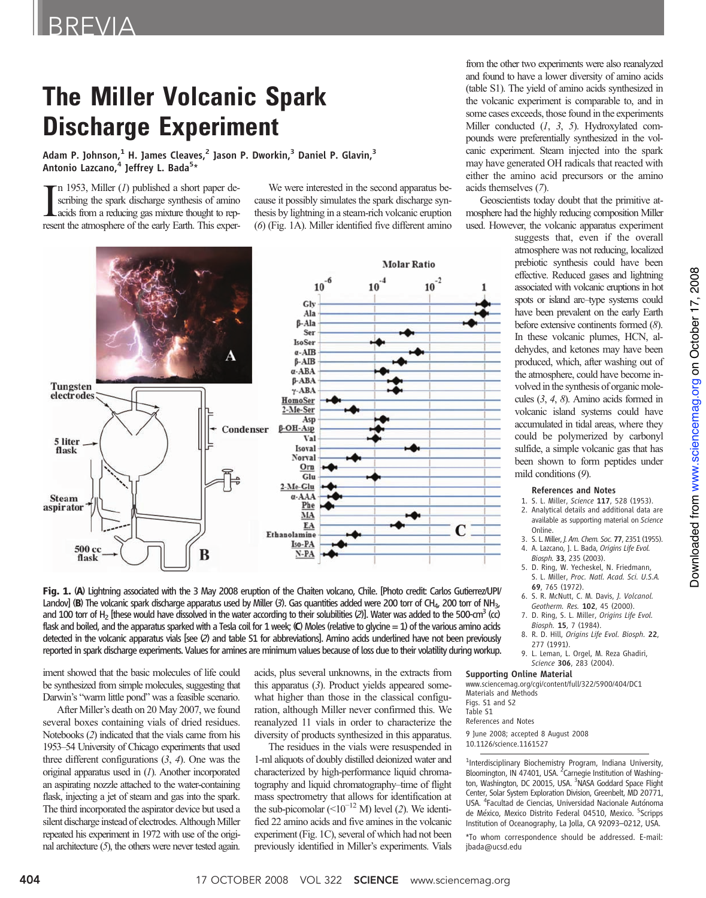# The Miller Volcanic Spark Discharge Experiment

Adam P. Johnson,[1] H. James Cleaves,[2] Jason P. Dworkin,[3] Daniel P. Glavin,[3] Antonio Lazcano,[4] Jeffrey L. Bada[5]*

In 1953, Miller (*1*) published a short paper describing the spark discharge synthesis of amino acids from a reducing gas mixture thought to represent the atmosphere of the early Earth. This experiment showed that the basic molecules of life could be synthesized from simple molecules, suggesting that Darwin's "warm little pond" was a feasible scenario.

After Miller's death on 20 May 2007, we found several boxes containing vials of dried residues. Notebooks (*2*) indicated that the vials came from his 1953–54 University of Chicago experiments that used three different configurations (*3*, *4*). One was the original apparatus used in (*1*). Another incorporated an aspirating nozzle attached to the water-containing flask, injecting a jet of steam and gas into the spark. The third incorporated the aspirator device but used a silent discharge instead of electrodes. Although Miller repeated his experiment in 1972 with use of the original architecture (*5*), the others were never tested again.

We were interested in the second apparatus because it possibly simulates the spark discharge synthesis by lightning in a steam-rich volcanic eruption (*6*) (Fig. 1A). Miller identified five different amino acids, plus several unknowns, in the extracts from this apparatus (*3*). Product yields appeared somewhat higher than those in the classical configuration, although Miller never confirmed this. We reanalyzed 11 vials in order to characterize the diversity of products synthesized in this apparatus.

The residues in the vials were resuspended in 1-ml aliquots of doubly distilled deionized water and characterized by high-performance liquid chromatography and liquid chromatography–time of flight mass spectrometry that allows for identification at the sub-picomolar ($<10^{-12}$ M) level (*2*). We identified 22 amino acids and five amines in the volcanic experiment (Fig. 1C), several of which had not been previously identified in Miller's experiments. Vials from the other two experiments were also reanalyzed and found to have a lower diversity of amino acids (table S1). The yield of amino acids synthesized in the volcanic experiment is comparable to, and in some cases exceeds, those found in the experiments Miller conducted (*1*, *3*, *5*). Hydroxylated compounds were preferentially synthesized in the volcanic experiment. Steam injected into the spark may have generated OH radicals that reacted with either the amino acid precursors or the amino acids themselves (*7*).

Geoscientists today doubt that the primitive atmosphere had the highly reducing composition Miller used. However, the volcanic apparatus experiment suggests that, even if the overall atmosphere was not reducing, localized prebiotic synthesis could have been effective. Reduced gases and lightning associated with volcanic eruptions in hot spots or island arc–type systems could have been prevalent on the early Earth before extensive continents formed (*8*). In these volcanic plumes, HCN, aldehydes, and ketones may have been produced, which, after washing out of the atmosphere, could have become involved in the synthesis of organic molecules (*3*, *4*, *8*). Amino acids formed in volcanic island systems could have accumulated in tidal areas, where they could be polymerized by carbonyl sulfide, a simple volcanic gas that has been shown to form peptides under mild conditions (*9*).

**Fig. 1.** (**A**) Lightning associated with the 3 May 2008 eruption of the Chaiten volcano, Chile. [Photo credit: Carlos Gutierrez/UPI/Landov] (**B**) The volcanic spark discharge apparatus used by Miller (*3*). Gas quantities added were 200 torr of $CH_4$, 200 torr of $NH_3$, and 100 torr of $H_2$ [these would have dissolved in the water according to their solubilities (*2*)]. Water was added to the 500-$cm^3$ (cc) flask and boiled, and the apparatus sparked with a Tesla coil for 1 week; (**C**) Moles (relative to glycine = 1) of the various amino acids detected in the volcanic apparatus vials [see (*2*) and table S1 for abbreviations]. Amino acids underlined have not been previously reported in spark discharge experiments. Values for amines are minimum values because of loss due to their volatility during workup.

## References and Notes

1. S. L. Miller, *Science* **117**, 528 (1953).
2. Analytical details and additional data are available as supporting material on *Science* Online.
3. S. L. Miller, *J. Am. Chem. Soc.* **77**, 2351 (1955).
4. A. Lazcano, J. L. Bada, *Origins Life Evol. Biosph.* **33**, 235 (2003).
5. D. Ring, W. Yecheskel, N. Friedmann, S. L. Miller, *Proc. Natl. Acad. Sci. U.S.A.* **69**, 765 (1972).
6. S. R. McNutt, C. M. Davis, *J. Volcanol. Geotherm. Res.* **102**, 45 (2000).
7. D. Ring, S. L. Miller, *Origins Life Evol. Biosph.* **15**, 7 (1984).
8. R. D. Hill, *Origins Life Evol. Biosph.* **22**, 277 (1991).
9. L. Leman, L. Orgel, M. Reza Ghadiri, *Science* **306**, 283 (2004).

## Supporting Online Material

www.sciencemag.org/cgi/content/full/322/5900/404/DC1
Materials and Methods
Figs. S1 and S2
Table S1
References and Notes

9 June 2008; accepted 8 August 2008
10.1126/science.1161527

[1]Interdisciplinary Biochemistry Program, Indiana University, Bloomington, IN 47401, USA. [2]Carnegie Institution of Washington, Washington, DC 20015, USA. [3]NASA Goddard Space Flight Center, Solar System Exploration Division, Greenbelt, MD 20771, USA. [4]Facultad de Ciencias, Universidad Nacionale Autónoma de México, Mexico Distrito Federal 04510, Mexico. [5]Scripps Institution of Oceanography, La Jolla, CA 92093–0212, USA.

*To whom correspondence should be addressed. E-mail: jbada@ucsd.edu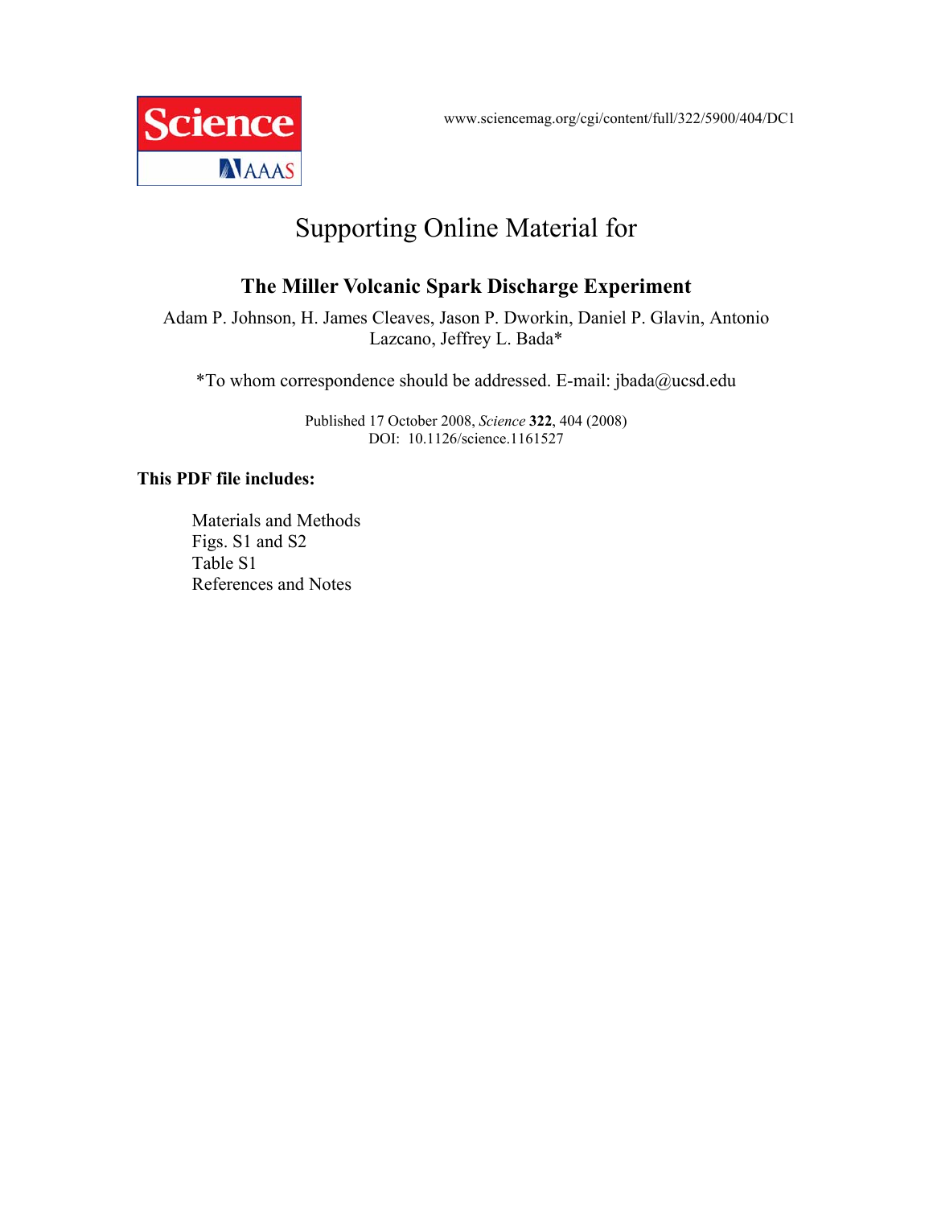www.sciencemag.org/cgi/content/full/322/5900/404/DC1

# Supporting Online Material for

## The Miller Volcanic Spark Discharge Experiment

Adam P. Johnson, H. James Cleaves, Jason P. Dworkin, Daniel P. Glavin, Antonio Lazcano, Jeffrey L. Bada*

*To whom correspondence should be addressed. E-mail: jbada@ucsd.edu

Published 17 October 2008, *Science* **322**, 404 (2008)
DOI: 10.1126/science.1161527

**This PDF file includes:**

- Materials and Methods
- Figs. S1 and S2
- Table S1
- References and Notes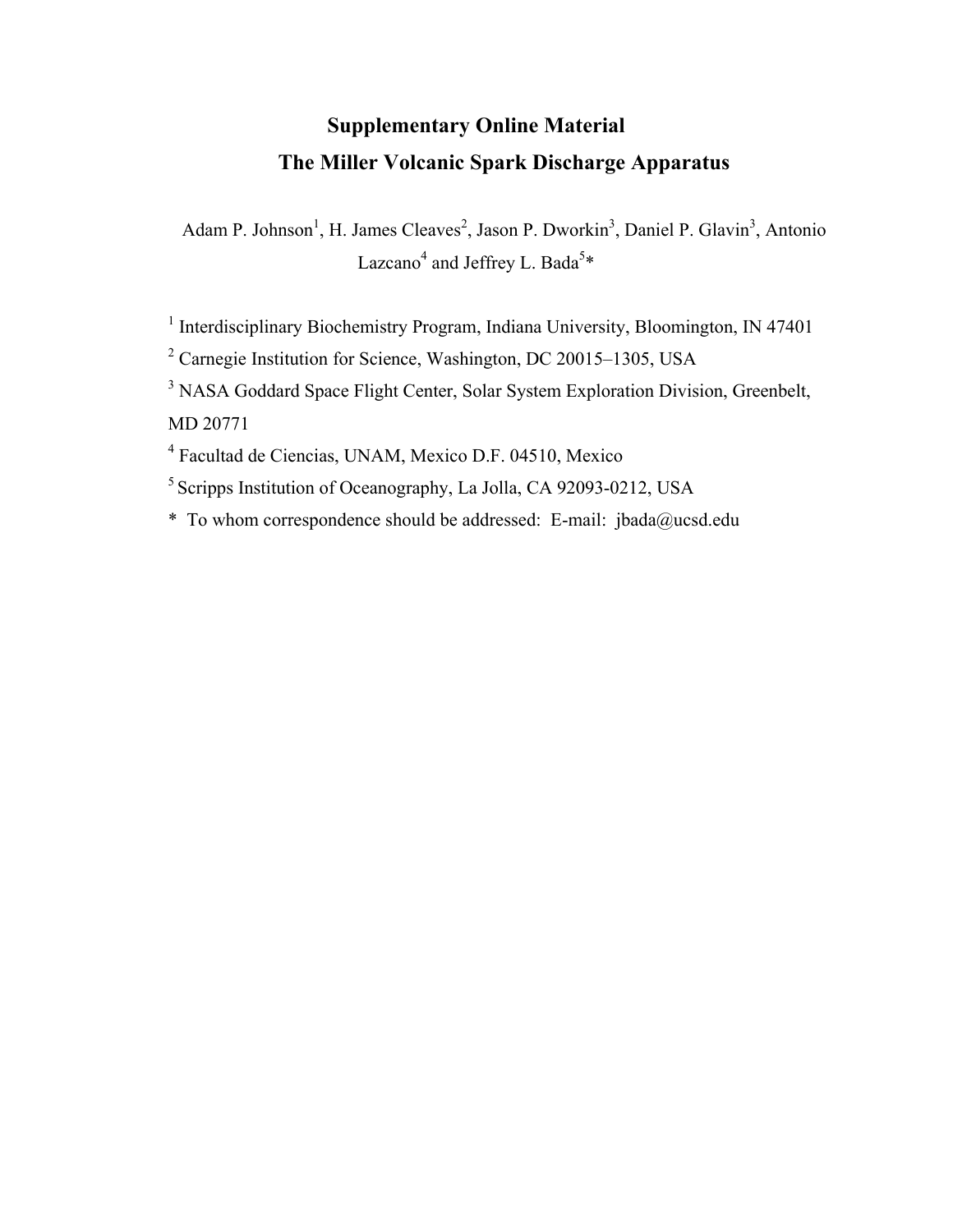# Supplementary Online Material

# The Miller Volcanic Spark Discharge Apparatus

Adam P. Johnson[1], H. James Cleaves[2], Jason P. Dworkin[3], Daniel P. Glavin[3], Antonio Lazcano[4] and Jeffrey L. Bada[5]*

[1] Interdisciplinary Biochemistry Program, Indiana University, Bloomington, IN 47401

[2] Carnegie Institution for Science, Washington, DC 20015–1305, USA

[3] NASA Goddard Space Flight Center, Solar System Exploration Division, Greenbelt, MD 20771

[4] Facultad de Ciencias, UNAM, Mexico D.F. 04510, Mexico

[5] Scripps Institution of Oceanography, La Jolla, CA 92093-0212, USA

* To whom correspondence should be addressed: E-mail: jbada@ucsd.edu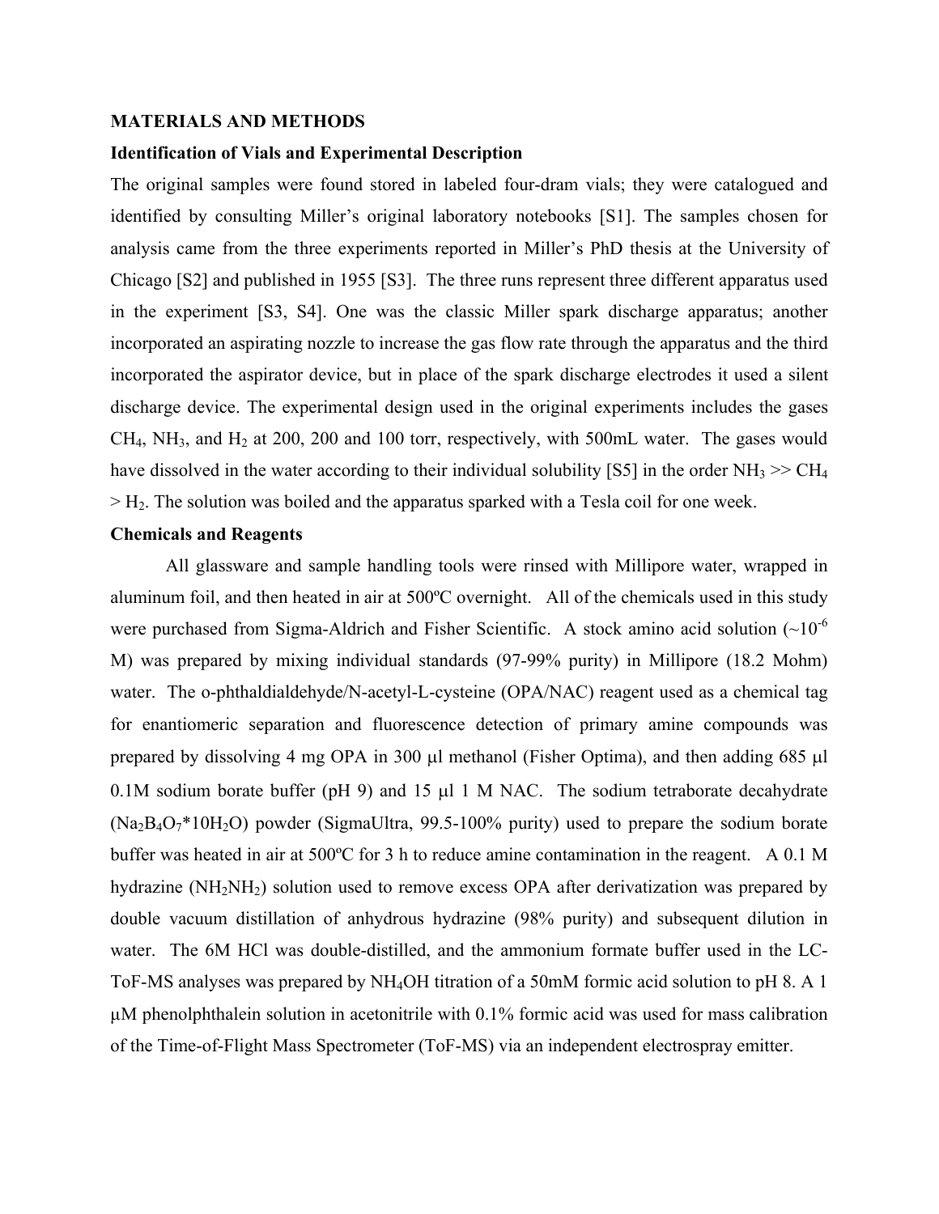**MATERIALS AND METHODS**

**Identification of Vials and Experimental Description**

The original samples were found stored in labeled four-dram vials; they were catalogued and identified by consulting Miller's original laboratory notebooks [S1]. The samples chosen for analysis came from the three experiments reported in Miller's PhD thesis at the University of Chicago [S2] and published in 1955 [S3]. The three runs represent three different apparatus used in the experiment [S3, S4]. One was the classic Miller spark discharge apparatus; another incorporated an aspirating nozzle to increase the gas flow rate through the apparatus and the third incorporated the aspirator device, but in place of the spark discharge electrodes it used a silent discharge device. The experimental design used in the original experiments includes the gases $CH_4$, $NH_3$, and $H_2$ at 200, 200 and 100 torr, respectively, with 500mL water. The gases would have dissolved in the water according to their individual solubility [S5] in the order $NH_3 >> CH_4 > H_2$. The solution was boiled and the apparatus sparked with a Tesla coil for one week.

**Chemicals and Reagents**

All glassware and sample handling tools were rinsed with Millipore water, wrapped in aluminum foil, and then heated in air at 500ºC overnight. All of the chemicals used in this study were purchased from Sigma-Aldrich and Fisher Scientific. A stock amino acid solution ($\sim 10^{-6}$ M) was prepared by mixing individual standards (97-99% purity) in Millipore (18.2 Mohm) water. The o-phthaldialdehyde/N-acetyl-L-cysteine (OPA/NAC) reagent used as a chemical tag for enantiomeric separation and fluorescence detection of primary amine compounds was prepared by dissolving 4 mg OPA in 300 µl methanol (Fisher Optima), and then adding 685 µl 0.1M sodium borate buffer (pH 9) and 15 µl 1 M NAC. The sodium tetraborate decahydrate ($Na_2B_4O_7 \cdot 10H_2O$) powder (SigmaUltra, 99.5-100% purity) used to prepare the sodium borate buffer was heated in air at 500ºC for 3 h to reduce amine contamination in the reagent. A 0.1 M hydrazine ($NH_2NH_2$) solution used to remove excess OPA after derivatization was prepared by double vacuum distillation of anhydrous hydrazine (98% purity) and subsequent dilution in water. The 6M HCl was double-distilled, and the ammonium formate buffer used in the LC-ToF-MS analyses was prepared by $NH_4OH$ titration of a 50mM formic acid solution to pH 8. A 1 µM phenolphthalein solution in acetonitrile with 0.1% formic acid was used for mass calibration of the Time-of-Flight Mass Spectrometer (ToF-MS) via an independent electrospray emitter.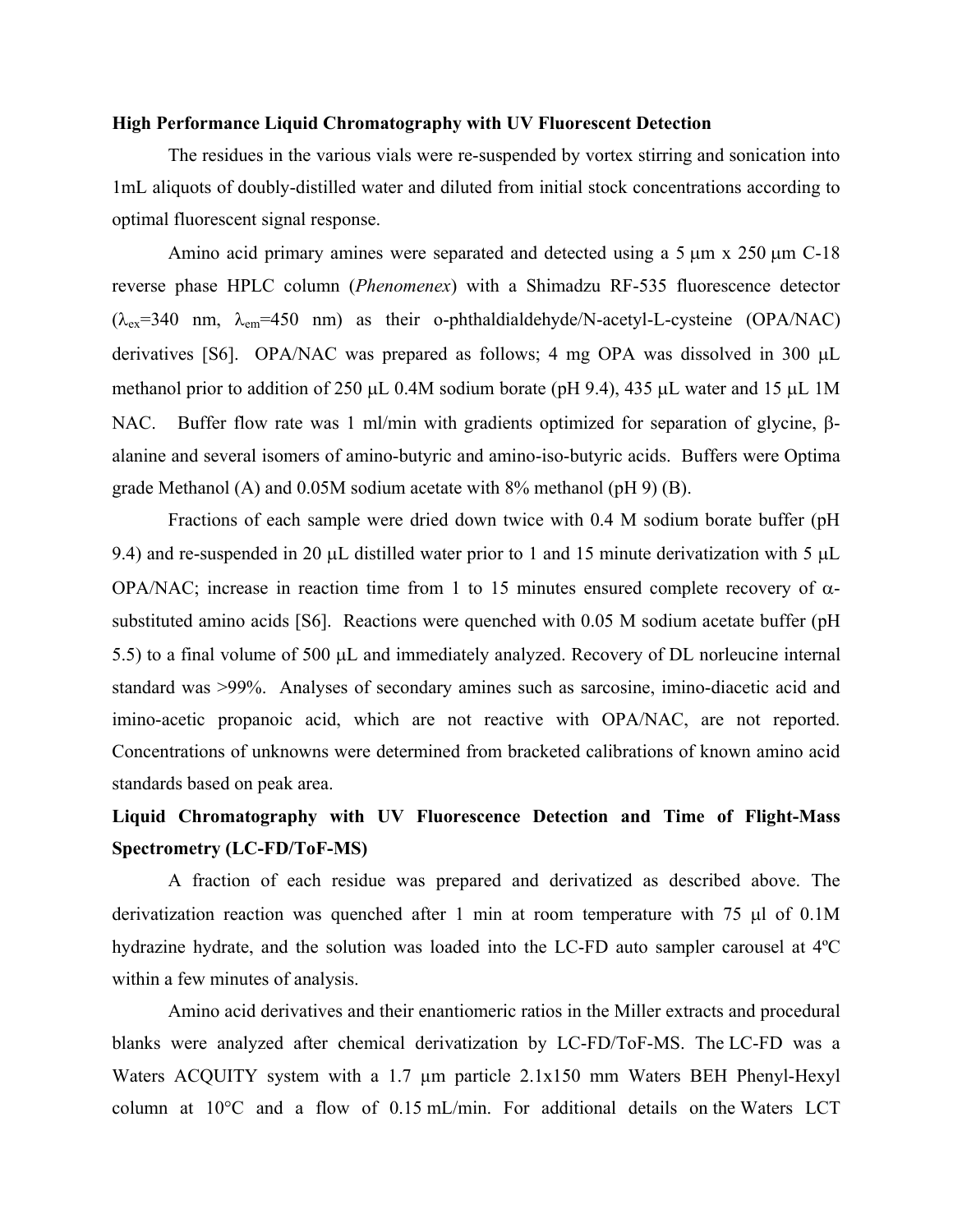**High Performance Liquid Chromatography with UV Fluorescent Detection**

The residues in the various vials were re-suspended by vortex stirring and sonication into 1mL aliquots of doubly-distilled water and diluted from initial stock concentrations according to optimal fluorescent signal response.

Amino acid primary amines were separated and detected using a 5 μm x 250 μm C-18 reverse phase HPLC column (*Phenomenex*) with a Shimadzu RF-535 fluorescence detector ($\lambda_{ex}$=340 nm, $\lambda_{em}$=450 nm) as their o-phthaldialdehyde/N-acetyl-L-cysteine (OPA/NAC) derivatives [S6]. OPA/NAC was prepared as follows; 4 mg OPA was dissolved in 300 μL methanol prior to addition of 250 μL 0.4M sodium borate (pH 9.4), 435 μL water and 15 μL 1M NAC. Buffer flow rate was 1 ml/min with gradients optimized for separation of glycine, β-alanine and several isomers of amino-butyric and amino-iso-butyric acids. Buffers were Optima grade Methanol (A) and 0.05M sodium acetate with 8% methanol (pH 9) (B).

Fractions of each sample were dried down twice with 0.4 M sodium borate buffer (pH 9.4) and re-suspended in 20 μL distilled water prior to 1 and 15 minute derivatization with 5 μL OPA/NAC; increase in reaction time from 1 to 15 minutes ensured complete recovery of α-substituted amino acids [S6]. Reactions were quenched with 0.05 M sodium acetate buffer (pH 5.5) to a final volume of 500 μL and immediately analyzed. Recovery of DL norleucine internal standard was >99%. Analyses of secondary amines such as sarcosine, imino-diacetic acid and imino-acetic propanoic acid, which are not reactive with OPA/NAC, are not reported. Concentrations of unknowns were determined from bracketed calibrations of known amino acid standards based on peak area.

**Liquid Chromatography with UV Fluorescence Detection and Time of Flight-Mass Spectrometry (LC-FD/ToF-MS)**

A fraction of each residue was prepared and derivatized as described above. The derivatization reaction was quenched after 1 min at room temperature with 75 μl of 0.1M hydrazine hydrate, and the solution was loaded into the LC-FD auto sampler carousel at 4ºC within a few minutes of analysis.

Amino acid derivatives and their enantiomeric ratios in the Miller extracts and procedural blanks were analyzed after chemical derivatization by LC-FD/ToF-MS. The LC-FD was a Waters ACQUITY system with a 1.7 μm particle 2.1x150 mm Waters BEH Phenyl-Hexyl column at 10°C and a flow of 0.15 mL/min. For additional details on the Waters LCT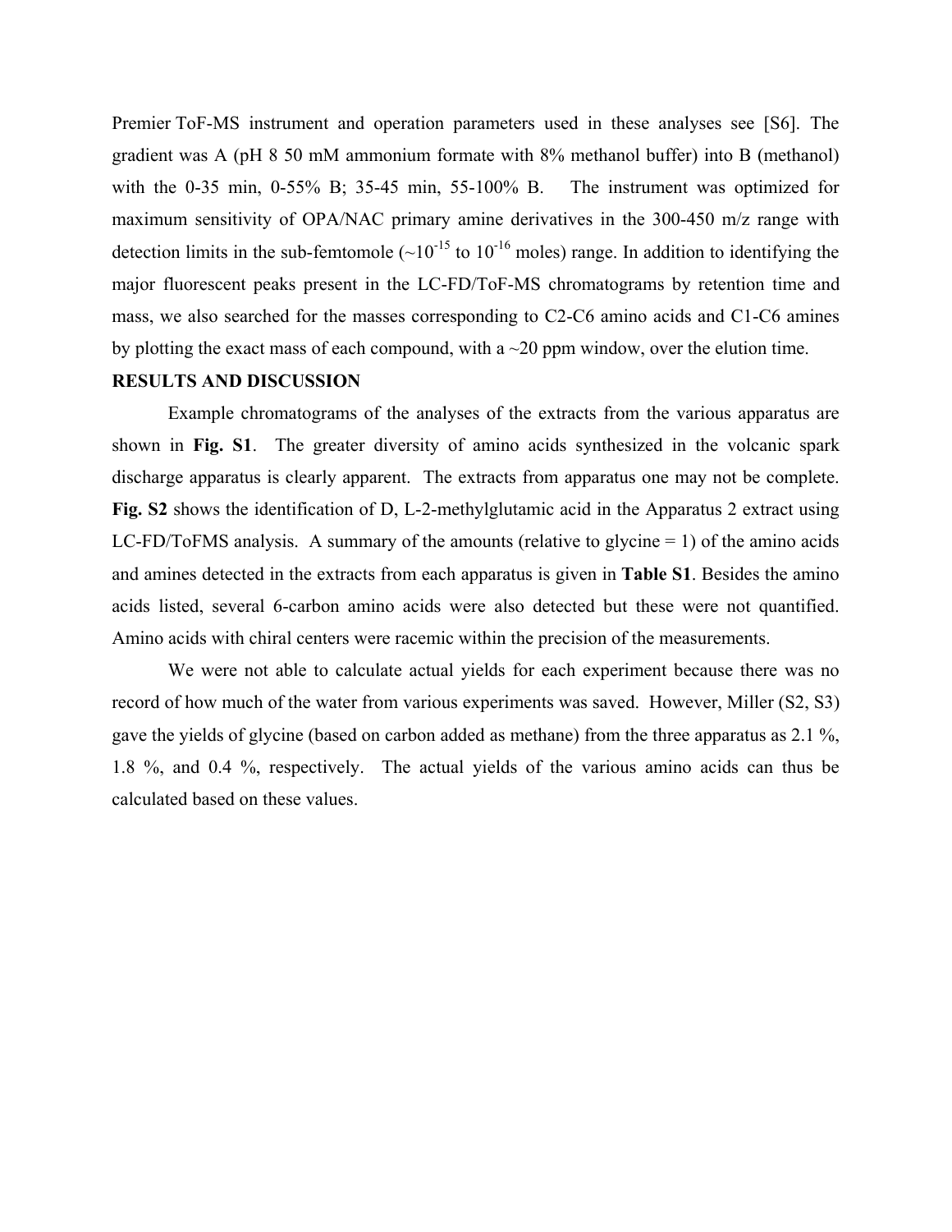Premier ToF-MS instrument and operation parameters used in these analyses see [S6]. The gradient was A (pH 8 50 mM ammonium formate with 8% methanol buffer) into B (methanol) with the 0-35 min, 0-55% B; 35-45 min, 55-100% B. The instrument was optimized for maximum sensitivity of OPA/NAC primary amine derivatives in the 300-450 m/z range with detection limits in the sub-femtomole (~$10^{-15}$ to $10^{-16}$ moles) range. In addition to identifying the major fluorescent peaks present in the LC-FD/ToF-MS chromatograms by retention time and mass, we also searched for the masses corresponding to C2-C6 amino acids and C1-C6 amines by plotting the exact mass of each compound, with a ~20 ppm window, over the elution time.

**RESULTS AND DISCUSSION**

Example chromatograms of the analyses of the extracts from the various apparatus are shown in **Fig. S1**. The greater diversity of amino acids synthesized in the volcanic spark discharge apparatus is clearly apparent. The extracts from apparatus one may not be complete. **Fig. S2** shows the identification of D, L-2-methylglutamic acid in the Apparatus 2 extract using LC-FD/ToFMS analysis. A summary of the amounts (relative to glycine = 1) of the amino acids and amines detected in the extracts from each apparatus is given in **Table S1**. Besides the amino acids listed, several 6-carbon amino acids were also detected but these were not quantified. Amino acids with chiral centers were racemic within the precision of the measurements.

We were not able to calculate actual yields for each experiment because there was no record of how much of the water from various experiments was saved. However, Miller (S2, S3) gave the yields of glycine (based on carbon added as methane) from the three apparatus as 2.1 %, 1.8 %, and 0.4 %, respectively. The actual yields of the various amino acids can thus be calculated based on these values.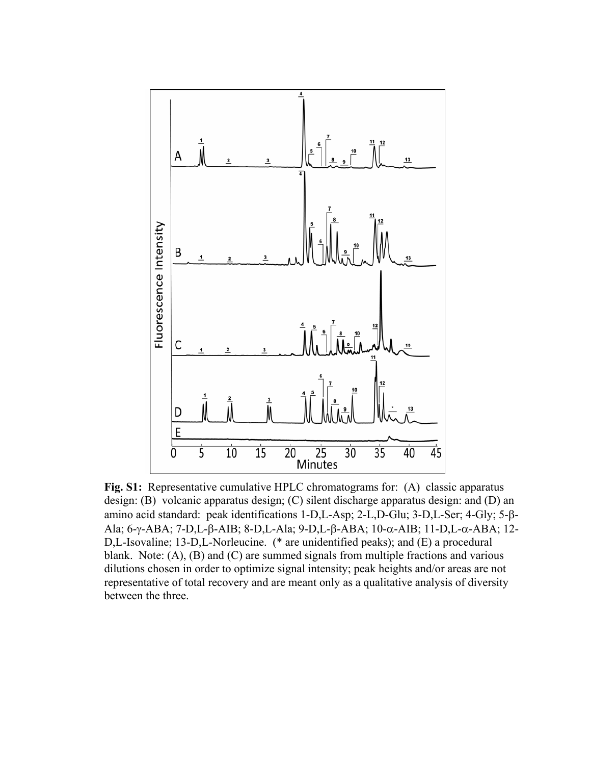**Fig. S1:** Representative cumulative HPLC chromatograms for: (A) classic apparatus design: (B) volcanic apparatus design; (C) silent discharge apparatus design: and (D) an amino acid standard: peak identifications 1-D,L-Asp; 2-L,D-Glu; 3-D,L-Ser; 4-Gly; 5-β-Ala; 6-γ-ABA; 7-D,L-β-AIB; 8-D,L-Ala; 9-D,L-β-ABA; 10-α-AIB; 11-D,L-α-ABA; 12-D,L-Isovaline; 13-D,L-Norleucine. (* are unidentified peaks); and (E) a procedural blank. Note: (A), (B) and (C) are summed signals from multiple fractions and various dilutions chosen in order to optimize signal intensity; peak heights and/or areas are not representative of total recovery and are meant only as a qualitative analysis of diversity between the three.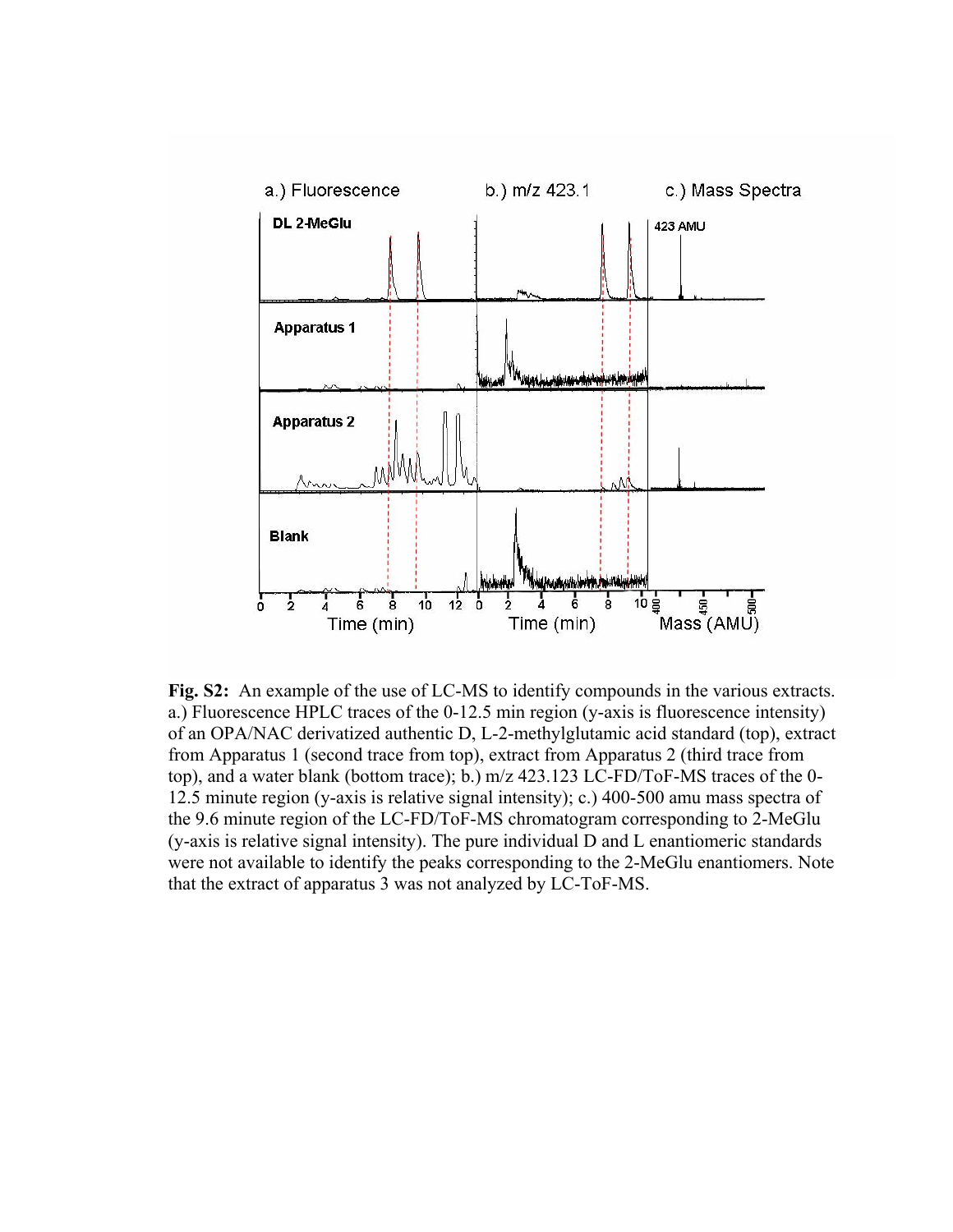**Fig. S2:** An example of the use of LC-MS to identify compounds in the various extracts. a.) Fluorescence HPLC traces of the 0-12.5 min region (y-axis is fluorescence intensity) of an OPA/NAC derivatized authentic D, L-2-methylglutamic acid standard (top), extract from Apparatus 1 (second trace from top), extract from Apparatus 2 (third trace from top), and a water blank (bottom trace); b.) m/z 423.123 LC-FD/ToF-MS traces of the 0-12.5 minute region (y-axis is relative signal intensity); c.) 400-500 amu mass spectra of the 9.6 minute region of the LC-FD/ToF-MS chromatogram corresponding to 2-MeGlu (y-axis is relative signal intensity). The pure individual D and L enantiomeric standards were not available to identify the peaks corresponding to the 2-MeGlu enantiomers. Note that the extract of apparatus 3 was not analyzed by LC-ToF-MS.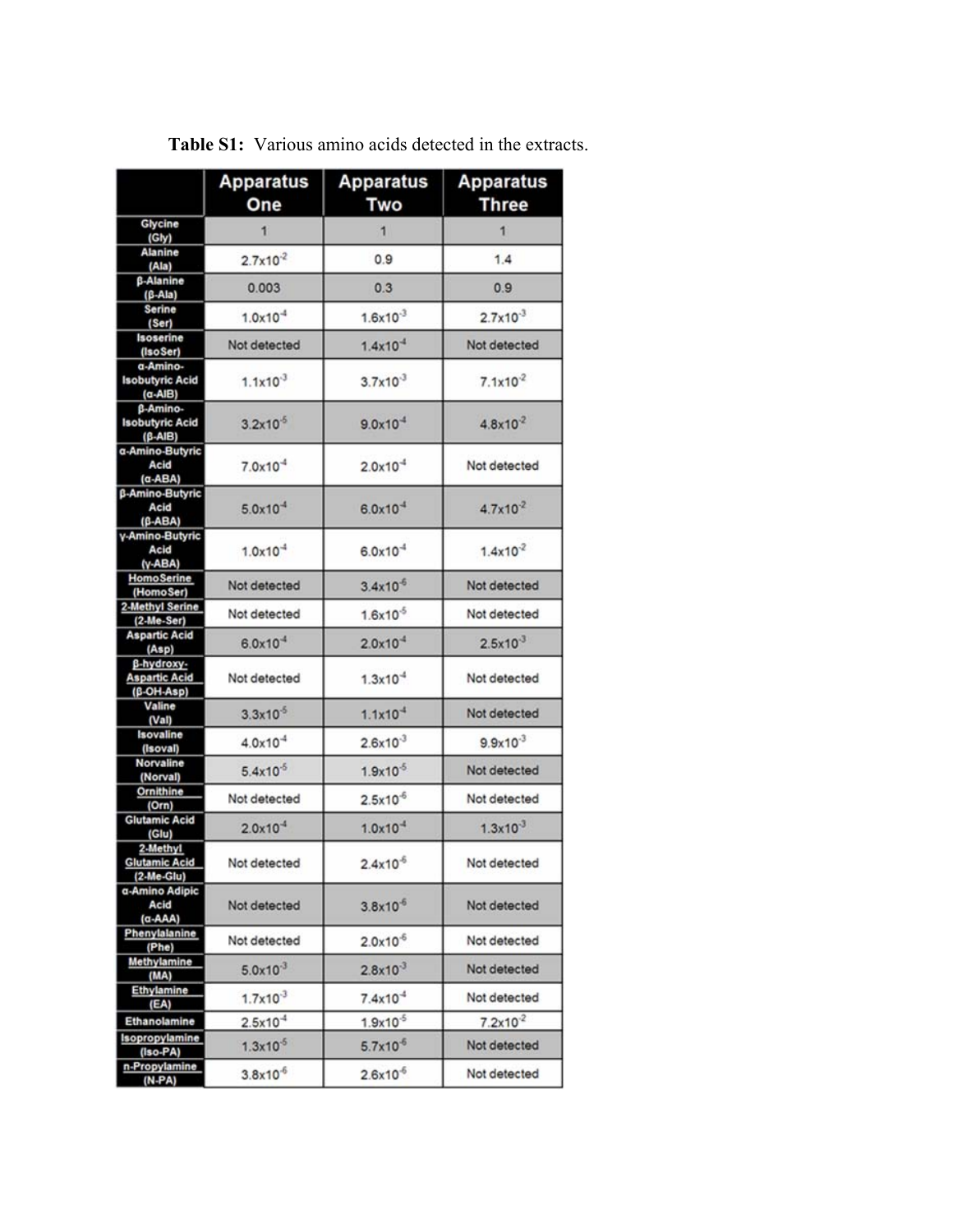**Table S1:** Various amino acids detected in the extracts.

| | Apparatus One | Apparatus Two | Apparatus Three |
|---|---|---|---|
| Glycine (Gly) | 1 | 1 | 1 |
| Alanine (Ala) | $2.7 \times 10^{-2}$ | 0.9 | 1.4 |
| β-Alanine (β-Ala) | 0.003 | 0.3 | 0.9 |
| Serine (Ser) | $1.0 \times 10^{-4}$ | $1.6 \times 10^{-3}$ | $2.7 \times 10^{-3}$ |
| Isoserine (IsoSer) | Not detected | $1.4 \times 10^{-4}$ | Not detected |
| α-Amino-Isobutyric Acid (α-AIB) | $1.1 \times 10^{-3}$ | $3.7 \times 10^{-3}$ | $7.1 \times 10^{-2}$ |
| β-Amino-Isobutyric Acid (β-AIB) | $3.2 \times 10^{-5}$ | $9.0 \times 10^{-4}$ | $4.8 \times 10^{-2}$ |
| α-Amino-Butyric Acid (α-ABA) | $7.0 \times 10^{-4}$ | $2.0 \times 10^{-4}$ | Not detected |
| β-Amino-Butyric Acid (β-ABA) | $5.0 \times 10^{-4}$ | $6.0 \times 10^{-4}$ | $4.7 \times 10^{-2}$ |
| γ-Amino-Butyric Acid (γ-ABA) | $1.0 \times 10^{-4}$ | $6.0 \times 10^{-4}$ | $1.4 \times 10^{-2}$ |
| HomoSerine (HomoSer) | Not detected | $3.4 \times 10^{-6}$ | Not detected |
| 2-Methyl Serine (2-Me-Ser) | Not detected | $1.6 \times 10^{-5}$ | Not detected |
| Aspartic Acid (Asp) | $6.0 \times 10^{-4}$ | $2.0 \times 10^{-4}$ | $2.5 \times 10^{-3}$ |
| β-hydroxy-Aspartic Acid (β-OH-Asp) | Not detected | $1.3 \times 10^{-4}$ | Not detected |
| Valine (Val) | $3.3 \times 10^{-5}$ | $1.1 \times 10^{-4}$ | Not detected |
| Isovaline (Isoval) | $4.0 \times 10^{-4}$ | $2.6 \times 10^{-3}$ | $9.9 \times 10^{-3}$ |
| Norvaline (Norval) | $5.4 \times 10^{-5}$ | $1.9 \times 10^{-5}$ | Not detected |
| Ornithine (Orn) | Not detected | $2.5 \times 10^{-6}$ | Not detected |
| Glutamic Acid (Glu) | $2.0 \times 10^{-4}$ | $1.0 \times 10^{-4}$ | $1.3 \times 10^{-3}$ |
| 2-Methyl Glutamic Acid (2-Me-Glu) | Not detected | $2.4 \times 10^{-6}$ | Not detected |
| α-Amino Adipic Acid (α-AAA) | Not detected | $3.8 \times 10^{-6}$ | Not detected |
| Phenylalanine (Phe) | Not detected | $2.0 \times 10^{-6}$ | Not detected |
| Methylamine (MA) | $5.0 \times 10^{-3}$ | $2.8 \times 10^{-3}$ | Not detected |
| Ethylamine (EA) | $1.7 \times 10^{-3}$ | $7.4 \times 10^{-4}$ | Not detected |
| Ethanolamine | $2.5 \times 10^{-4}$ | $1.9 \times 10^{-5}$ | $7.2 \times 10^{-2}$ |
| Isopropylamine (Iso-PA) | $1.3 \times 10^{-5}$ | $5.7 \times 10^{-6}$ | Not detected |
| n-Propylamine (N-PA) | $3.8 \times 10^{-6}$ | $2.6 \times 10^{-6}$ | Not detected |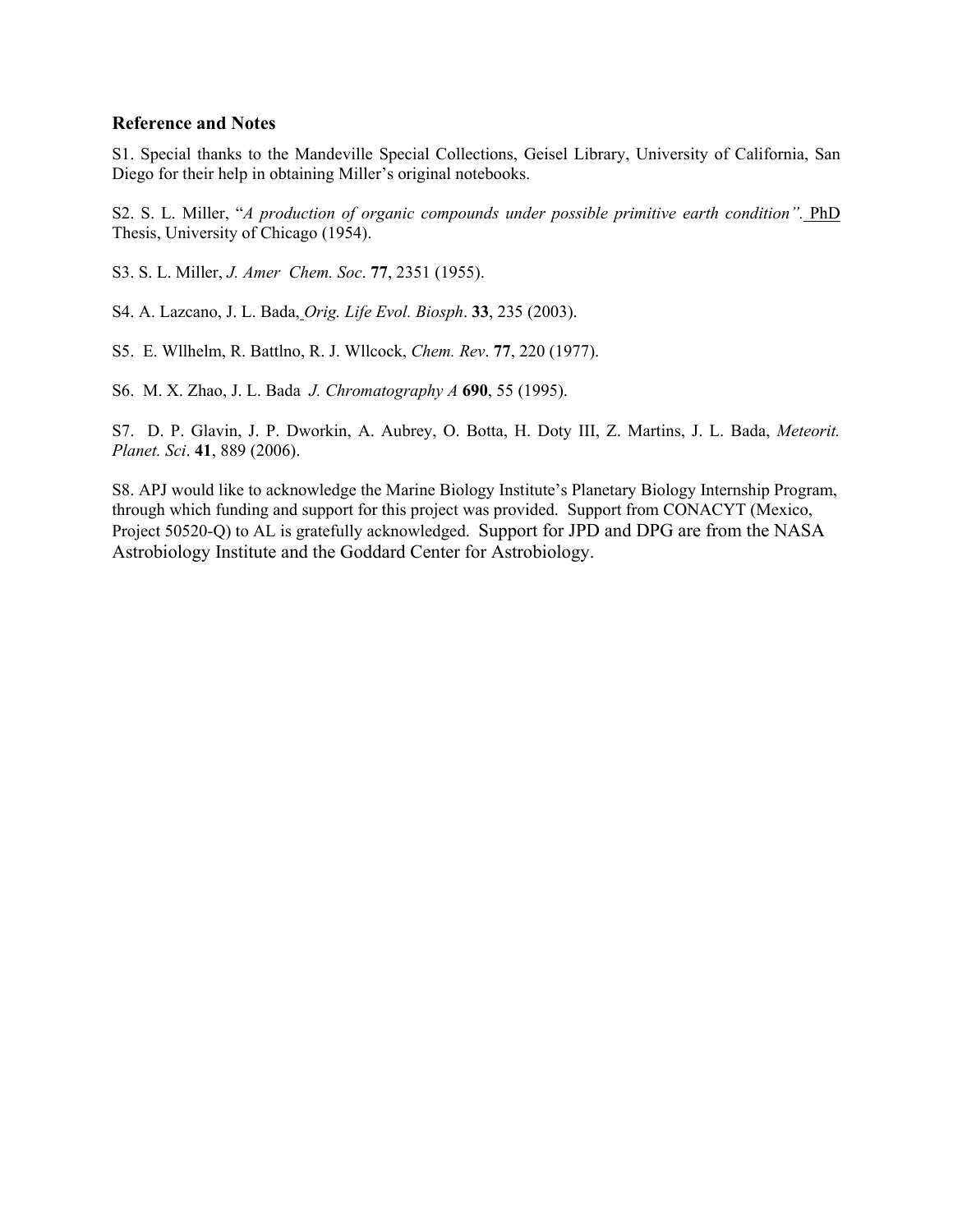## Reference and Notes

S1. Special thanks to the Mandeville Special Collections, Geisel Library, University of California, San Diego for their help in obtaining Miller's original notebooks.

S2. S. L. Miller, "*A production of organic compounds under possible primitive earth condition".* PhD Thesis, University of Chicago (1954).

S3. S. L. Miller, *J. Amer Chem. Soc*. **77**, 2351 (1955).

S4. A. Lazcano, J. L. Bada, *Orig. Life Evol. Biosph*. **33**, 235 (2003).

S5. E. Wllhelm, R. Battlno, R. J. Wllcock, *Chem. Rev*. **77**, 220 (1977).

S6. M. X. Zhao, J. L. Bada *J. Chromatography A* **690**, 55 (1995).

S7. D. P. Glavin, J. P. Dworkin, A. Aubrey, O. Botta, H. Doty III, Z. Martins, J. L. Bada, *Meteorit. Planet. Sci*. **41**, 889 (2006).

S8. APJ would like to acknowledge the Marine Biology Institute's Planetary Biology Internship Program, through which funding and support for this project was provided. Support from CONACYT (Mexico, Project 50520-Q) to AL is gratefully acknowledged. Support for JPD and DPG are from the NASA Astrobiology Institute and the Goddard Center for Astrobiology.